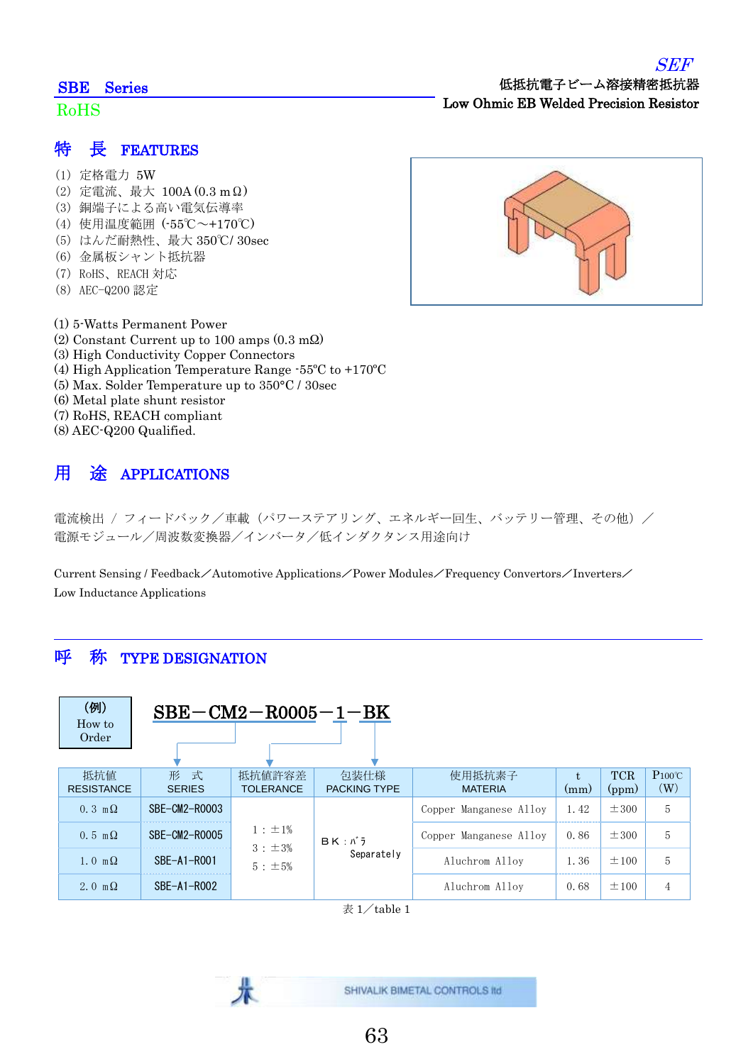SEF

## SBE Series

RoHS

低抵抗電子ビーム溶接精密抵抗器
**Low Ohmic EB Welded Precision Resistor**

## 特　長　FEATURES

(1) 定格電力 5W
(2) 定電流、最大 100A (0.3 mΩ)
(3) 銅端子による高い電気伝導率
(4) 使用温度範囲 (-55℃～+170℃)
(5) はんだ耐熱性、最大 350℃/ 30sec
(6) 金属板シャント抵抗器
(7) RoHS、REACH 対応
(8) AEC-Q200 認定

(1) 5-Watts Permanent Power
(2) Constant Current up to 100 amps (0.3 mΩ)
(3) High Conductivity Copper Connectors
(4) High Application Temperature Range -55°C to +170°C
(5) Max. Solder Temperature up to 350°C / 30sec
(6) Metal plate shunt resistor
(7) RoHS, REACH compliant
(8) AEC-Q200 Qualified.

## 用　途　APPLICATIONS

電流検出 / フィードバック／車載（パワーステアリング、エネルギー回生、バッテリー管理、その他）／
電源モジュール／周波数変換器／インバータ／低インダクタンス用途向け

Current Sensing / Feedback／Automotive Applications／Power Modules／Frequency Convertors／Inverters／
Low Inductance Applications

## 呼　称　TYPE DESIGNATION

(例)
How to Order

**SBE－CM2－R0005－1－BK**

| 抵抗値 RESISTANCE | 形　式 SERIES | 抵抗値許容差 TOLERANCE | 包装仕様 PACKING TYPE | 使用抵抗素子 MATERIA | t (mm) | TCR (ppm) | P100℃ (W) |
|---|---|---|---|---|---|---|---|
| 0.3 mΩ | SBE-CM2-R0003 | 1 : ±1%<br>3 : ±3%<br>5 : ±5% | BK : ﾊﾞﾗ Separately | Copper Manganese Alloy | 1.42 | ±300 | 5 |
| 0.5 mΩ | SBE-CM2-R0005 | | | Copper Manganese Alloy | 0.86 | ±300 | 5 |
| 1.0 mΩ | SBE-A1-R001 | | | Aluchrom Alloy | 1.36 | ±100 | 5 |
| 2.0 mΩ | SBE-A1-R002 | | | Aluchrom Alloy | 0.68 | ±100 | 4 |

表 1／table 1

SHIVALIK BIMETAL CONTROLS ltd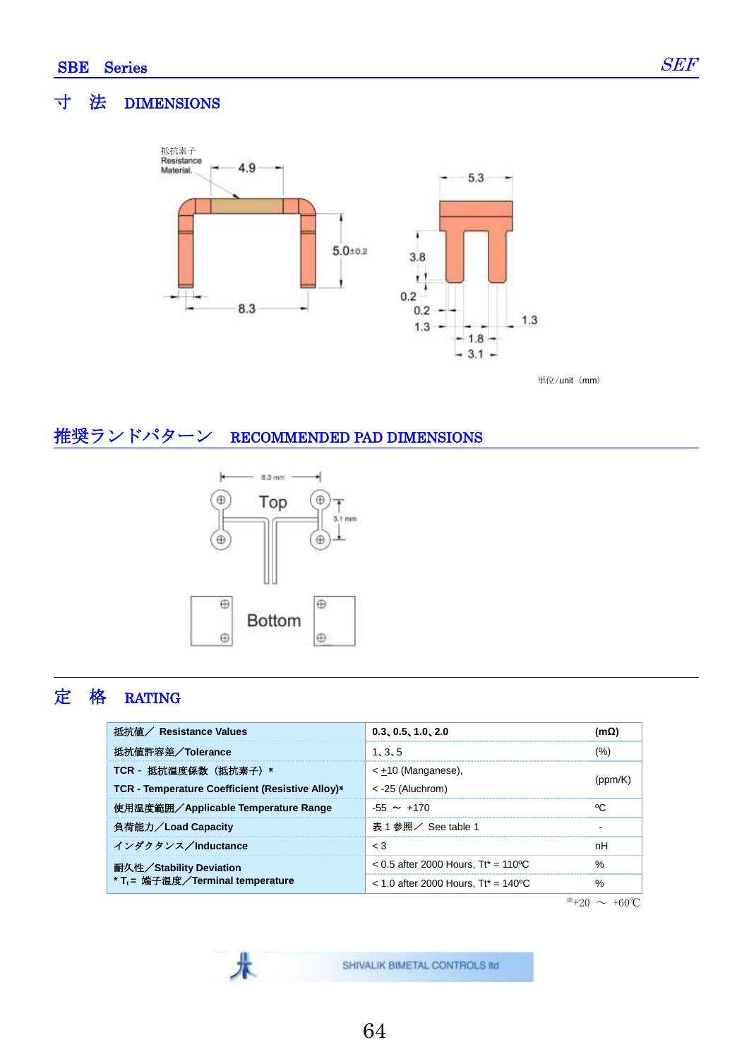## 寸　法　DIMENSIONS

抵抗素子
Resistance Material.

4.9

5.0±0.2

8.3

5.3

3.8

0.2

0.2

1.3

1.3

1.8

3.1

単位/unit（mm）

## 推奨ランドパターン　RECOMMENDED PAD DIMENSIONS

8.3 mm

Top

3.1 mm

Bottom

## 定　格　RATING

| 抵抗値／ Resistance Values | 0.3、0.5、1.0、2.0 | (mΩ) |
|---|---|---|
| 抵抗値許容差／Tolerance | 1、3、5 | (%) |
| TCR - 抵抗温度係数（抵抗素子）* TCR - Temperature Coefficient (Resistive Alloy)* | < ±10 (Manganese), < -25 (Aluchrom) | (ppm/K) |
| 使用温度範囲／Applicable Temperature Range | -55 ～ +170 | ºC |
| 負荷能力／Load Capacity | 表 1 参照／ See table 1 | - |
| インダクタンス／Inductance | < 3 | nH |
| 耐久性／Stability Deviation * $T_t$ = 端子温度／Terminal temperature | < 0.5 after 2000 Hours, Tt* = 110ºC | % |
| | < 1.0 after 2000 Hours, Tt* = 140ºC | % |

※+20 ～ +60℃

SHIVALIK BIMETAL CONTROLS ltd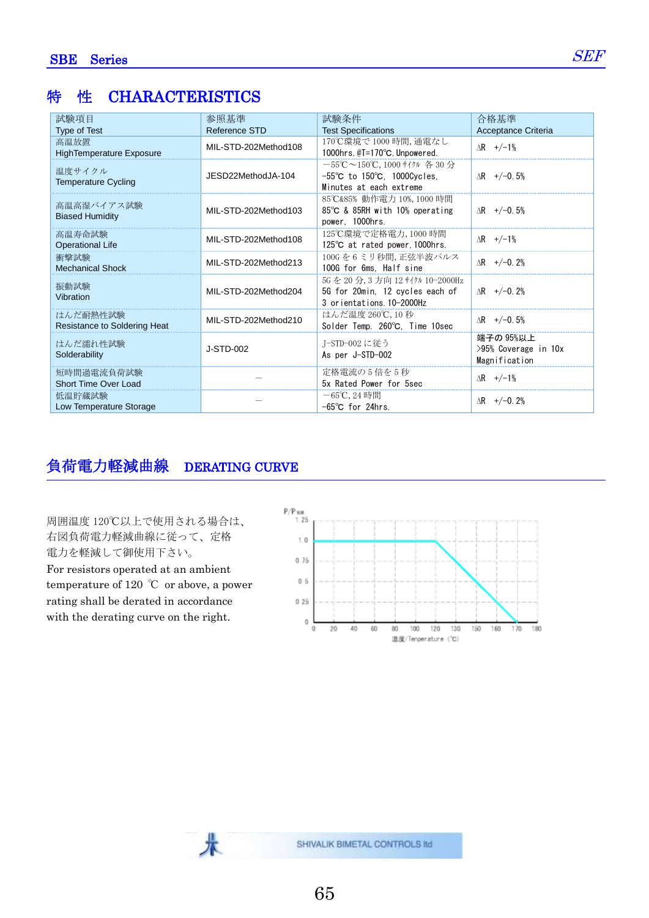# 特　性　CHARACTERISTICS

| 試験項目<br>Type of Test | 参照基準<br>Reference STD | 試験条件<br>Test Specifications | 合格基準<br>Acceptance Criteria |
|---|---|---|---|
| 高温放置<br>HighTemperature Exposure | MIL-STD-202Method108 | 170℃環境で 1000 時間, 通電なし<br>1000hrs. @T=170℃. Unpowered. | ΔR　+/-1% |
| 温度サイクル<br>Temperature Cycling | JESD22MethodJA-104 | −55℃～150℃, 1000 ｻｲｸﾙ 各 30 分<br>-55℃ to 150℃, 1000Cycles,<br>Minutes at each extreme | ΔR　+/-0.5% |
| 高温高湿バイアス試験<br>Biased Humidity | MIL-STD-202Method103 | 85℃&85% 動作電力 10%, 1000 時間<br>85℃ & 85RH with 10% operating<br>power, 1000hrs. | ΔR　+/-0.5% |
| 高温寿命試験<br>Operational Life | MIL-STD-202Method108 | 125℃環境で定格電力, 1000 時間<br>125℃ at rated power, 1000hrs. | ΔR　+/-1% |
| 衝撃試験<br>Mechanical Shock | MIL-STD-202Method213 | 100G を 6 ミリ秒間, 正弦半波パルス<br>100G for 6ms, Half sine | ΔR　+/-0.2% |
| 振動試験<br>Vibration | MIL-STD-202Method204 | 5G を 20 分, 3 方向 12 ｻｲｸﾙ 10-2000Hz<br>5G for 20min, 12 cycles each of<br>3 orientations. 10-2000Hz | ΔR　+/-0.2% |
| はんだ耐熱性試験<br>Resistance to Soldering Heat | MIL-STD-202Method210 | はんだ温度 260℃, 10 秒<br>Solder Temp. 260℃, Time 10sec | ΔR　+/-0.5% |
| はんだ濡れ性試験<br>Solderability | J-STD-002 | J-STD-002 に従う<br>As per J-STD-002 | 端子の 95%以上<br>>95% Coverage in 10x<br>Magnification |
| 短時間過電流負荷試験<br>Short Time Over Load | − | 定格電流の 5 倍を 5 秒<br>5x Rated Power for 5sec | ΔR　+/-1% |
| 低温貯蔵試験<br>Low Temperature Storage | − | −65℃, 24 時間<br>-65℃ for 24hrs. | ΔR　+/-0.2% |

# 負荷電力軽減曲線　DERATING CURVE

周囲温度 120℃以上で使用される場合は、右図負荷電力軽減曲線に従って、定格電力を軽減して御使用下さい。

For resistors operated at an ambient temperature of 120 ℃ or above, a power rating shall be derated in accordance with the derating curve on the right.

P/P_NOM
1.25
1.0
0.75
0.5
0.25
0
0 20 40 60 80 100 120 130 150 160 170 180
温度/Temperature (℃)

SHIVALIK BIMETAL CONTROLS ltd